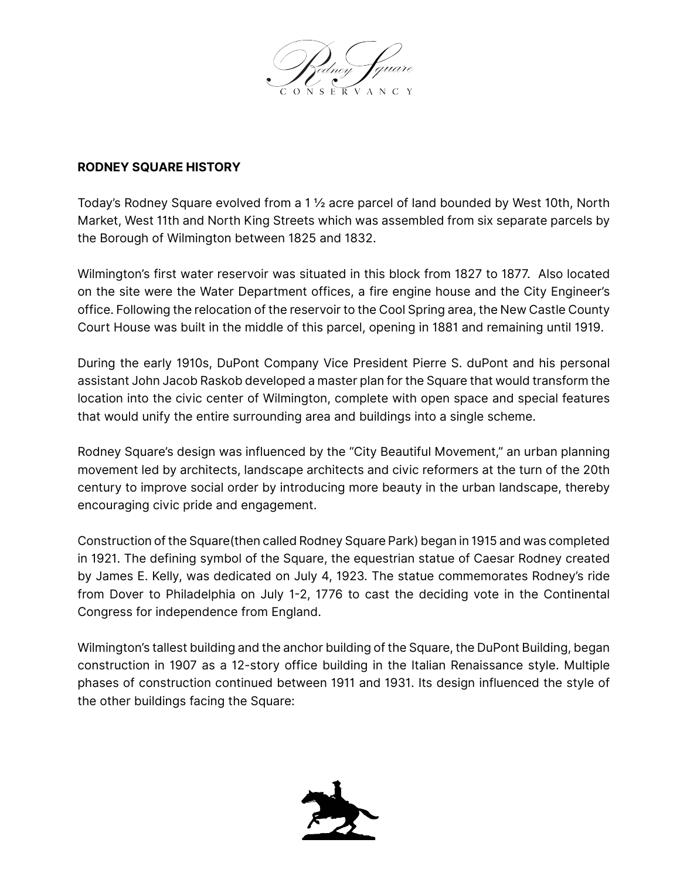## RODNEY SQUARE HISTORY

Today's Rodney Square evolved from a 1 ½ acre parcel of land bounded by West 10th, North Market, West 11th and North King Streets which was assembled from six separate parcels by the Borough of Wilmington between 1825 and 1832.

Wilmington's first water reservoir was situated in this block from 1827 to 1877. Also located on the site were the Water Department offices, a fire engine house and the City Engineer's office. Following the relocation of the reservoir to the Cool Spring area, the New Castle County Court House was built in the middle of this parcel, opening in 1881 and remaining until 1919.

During the early 1910s, DuPont Company Vice President Pierre S. duPont and his personal assistant John Jacob Raskob developed a master plan for the Square that would transform the location into the civic center of Wilmington, complete with open space and special features that would unify the entire surrounding area and buildings into a single scheme.

Rodney Square's design was influenced by the "City Beautiful Movement," an urban planning movement led by architects, landscape architects and civic reformers at the turn of the 20th century to improve social order by introducing more beauty in the urban landscape, thereby encouraging civic pride and engagement.

Construction of the Square(then called Rodney Square Park) began in 1915 and was completed in 1921. The defining symbol of the Square, the equestrian statue of Caesar Rodney created by James E. Kelly, was dedicated on July 4, 1923. The statue commemorates Rodney's ride from Dover to Philadelphia on July 1-2, 1776 to cast the deciding vote in the Continental Congress for independence from England.

Wilmington's tallest building and the anchor building of the Square, the DuPont Building, began construction in 1907 as a 12-story office building in the Italian Renaissance style. Multiple phases of construction continued between 1911 and 1931. Its design influenced the style of the other buildings facing the Square: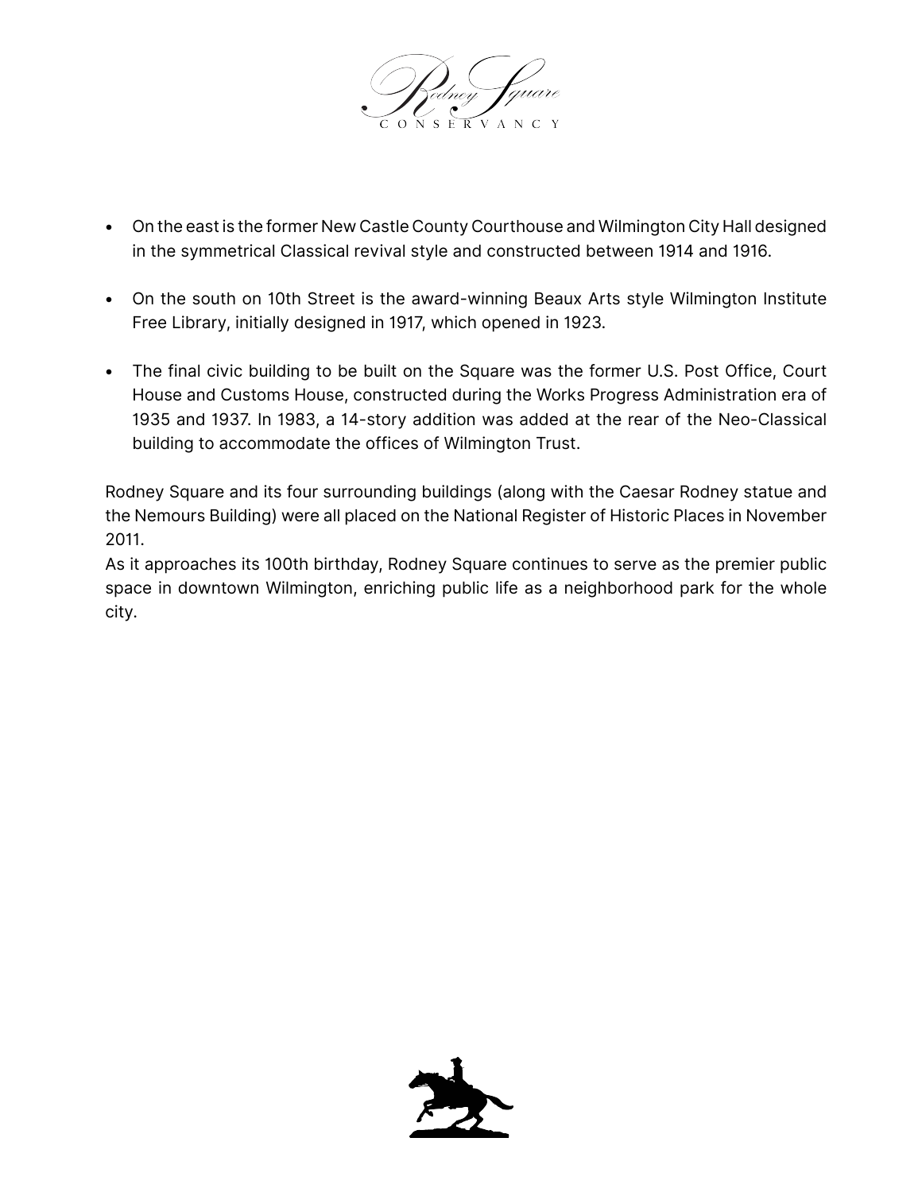- On the east is the former New Castle County Courthouse and Wilmington City Hall designed in the symmetrical Classical revival style and constructed between 1914 and 1916.

- On the south on 10th Street is the award-winning Beaux Arts style Wilmington Institute Free Library, initially designed in 1917, which opened in 1923.

- The final civic building to be built on the Square was the former U.S. Post Office, Court House and Customs House, constructed during the Works Progress Administration era of 1935 and 1937. In 1983, a 14-story addition was added at the rear of the Neo-Classical building to accommodate the offices of Wilmington Trust.

Rodney Square and its four surrounding buildings (along with the Caesar Rodney statue and the Nemours Building) were all placed on the National Register of Historic Places in November 2011.

As it approaches its 100th birthday, Rodney Square continues to serve as the premier public space in downtown Wilmington, enriching public life as a neighborhood park for the whole city.